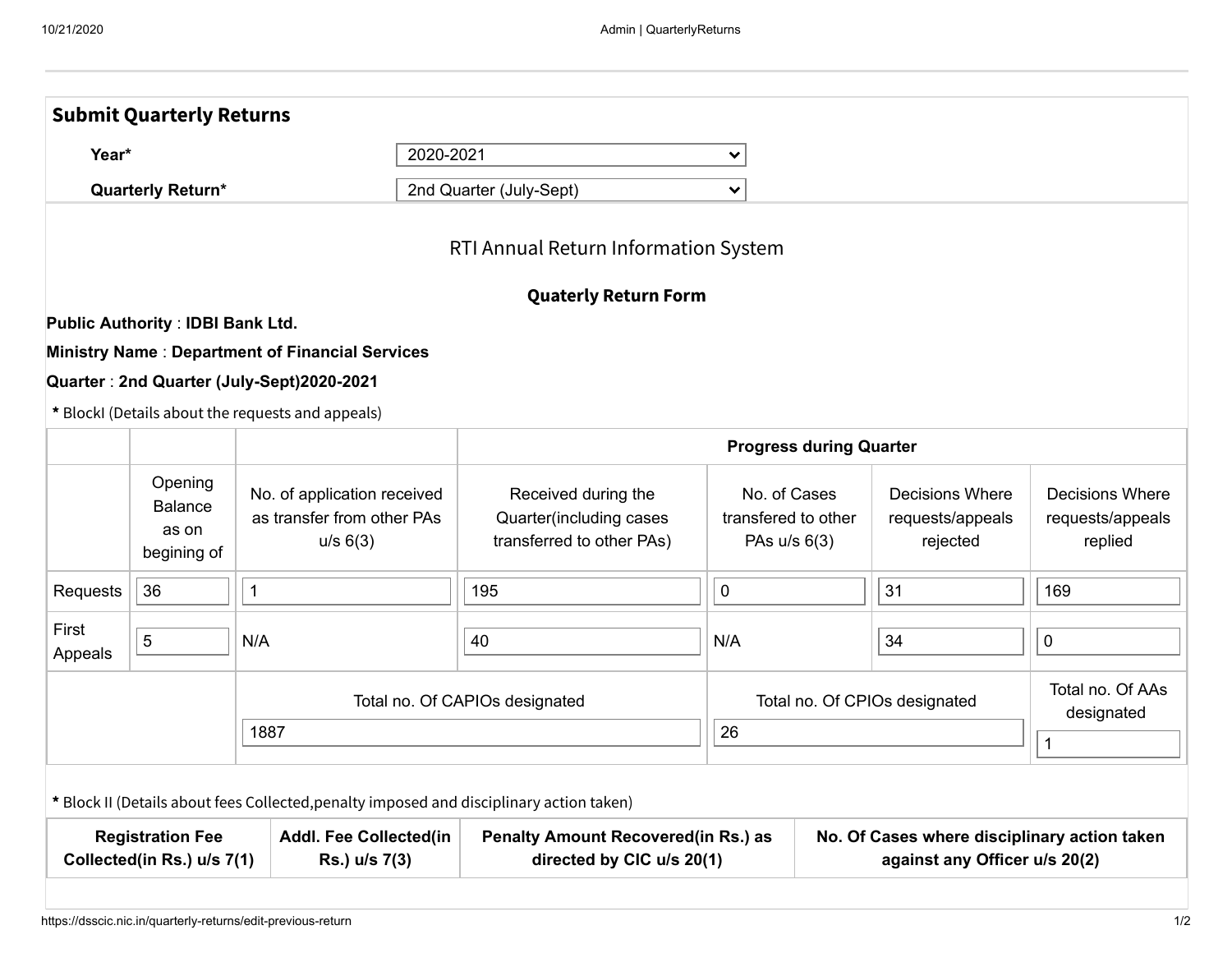## Submit Quarterly Returns

**Year*** 2020-2021

**Quarterly Return*** 2nd Quarter (July-Sept)

RTI Annual Return Information System

**Quaterly Return Form**

**Public Authority** : **IDBI Bank Ltd.**

**Ministry Name** : **Department of Financial Services**

**Quarter** : **2nd Quarter (July-Sept)2020-2021**

**\*** BlockI (Details about the requests and appeals)

| | | | **Progress during Quarter** | | | |
|---|---|---|---|---|---|---|
| | Opening Balance as on begining of | No. of application received as transfer from other PAs u/s 6(3) | Received during the Quarter(including cases transferred to other PAs) | No. of Cases transfered to other PAs u/s 6(3) | Decisions Where requests/appeals rejected | Decisions Where requests/appeals replied |
| Requests | 36 | 1 | 195 | 0 | 31 | 169 |
| First Appeals | 5 | N/A | 40 | N/A | 34 | 0 |
| | | Total no. Of CAPIOs designated | 1887 | Total no. Of CPIOs designated | 26 | Total no. Of AAs designated: 1 |

**\*** Block II (Details about fees Collected,penalty imposed and disciplinary action taken)

| **Registration Fee Collected(in Rs.) u/s 7(1)** | **Addl. Fee Collected(in Rs.) u/s 7(3)** | **Penalty Amount Recovered(in Rs.) as directed by CIC u/s 20(1)** | **No. Of Cases where disciplinary action taken against any Officer u/s 20(2)** |
|---|---|---|---|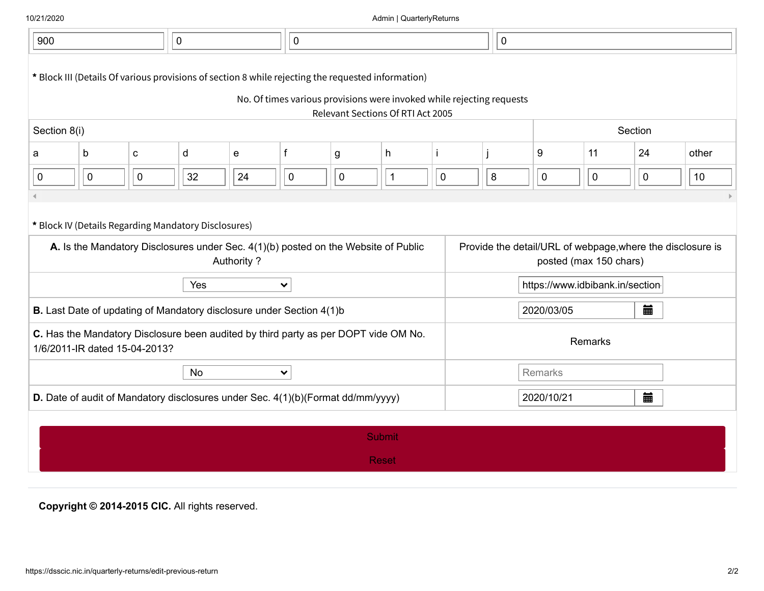| | | | |
|---|---|---|---|
| 900 | 0 | 0 | 0 |

**\*** Block III (Details Of various provisions of section 8 while rejecting the requested information)

No. Of times various provisions were invoked while rejecting requests
Relevant Sections Of RTI Act 2005

| Section 8(i) | | | | | | | | | | Section | | | |
|---|---|---|---|---|---|---|---|---|---|---|---|---|---|
| a | b | c | d | e | f | g | h | i | j | 9 | 11 | 24 | other |
| 0 | 0 | 0 | 32 | 24 | 0 | 0 | 1 | 0 | 8 | 0 | 0 | 0 | 10 |

**\*** Block IV (Details Regarding Mandatory Disclosures)

| **A.** Is the Mandatory Disclosures under Sec. 4(1)(b) posted on the Website of Public Authority ? | Provide the detail/URL of webpage,where the disclosure is posted (max 150 chars) |
|---|---|
| Yes | https://www.idbibank.in/section |
| **B.** Last Date of updating of Mandatory disclosure under Section 4(1)b | 2020/03/05 |
| **C.** Has the Mandatory Disclosure been audited by third party as per DOPT vide OM No. 1/6/2011-IR dated 15-04-2013? | Remarks |
| No | Remarks |
| **D.** Date of audit of Mandatory disclosures under Sec. 4(1)(b)(Format dd/mm/yyyy) | 2020/10/21 |

Submit

Reset

**Copyright © 2014-2015 CIC.** All rights reserved.